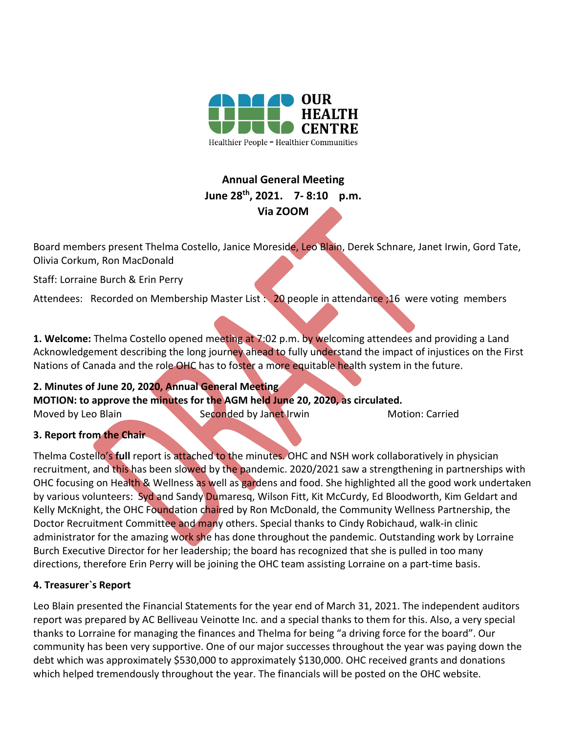OUR HEALTH CENTRE

Healthier People - Healthier Communities

**Annual General Meeting**
**June 28th, 2021. 7- 8:10 p.m.**
**Via ZOOM**

Board members present Thelma Costello, Janice Moreside, Leo Blain, Derek Schnare, Janet Irwin, Gord Tate, Olivia Corkum, Ron MacDonald

Staff: Lorraine Burch & Erin Perry

Attendees: Recorded on Membership Master List : 20 people in attendance ;16 were voting members

**1. Welcome:** Thelma Costello opened meeting at 7:02 p.m. by welcoming attendees and providing a Land Acknowledgement describing the long journey ahead to fully understand the impact of injustices on the First Nations of Canada and the role OHC has to foster a more equitable health system in the future.

**2. Minutes of June 20, 2020, Annual General Meeting**
**MOTION: to approve the minutes for the AGM held June 20, 2020, as circulated.**
Moved by Leo Blain Seconded by Janet Irwin Motion: Carried

**3. Report from the Chair**

Thelma Costello's **full** report is attached to the minutes. OHC and NSH work collaboratively in physician recruitment, and this has been slowed by the pandemic. 2020/2021 saw a strengthening in partnerships with OHC focusing on Health & Wellness as well as gardens and food. She highlighted all the good work undertaken by various volunteers: Syd and Sandy Dumaresq, Wilson Fitt, Kit McCurdy, Ed Bloodworth, Kim Geldart and Kelly McKnight, the OHC Foundation chaired by Ron McDonald, the Community Wellness Partnership, the Doctor Recruitment Committee and many others. Special thanks to Cindy Robichaud, walk-in clinic administrator for the amazing work she has done throughout the pandemic. Outstanding work by Lorraine Burch Executive Director for her leadership; the board has recognized that she is pulled in too many directions, therefore Erin Perry will be joining the OHC team assisting Lorraine on a part-time basis.

**4. Treasurer`s Report**

Leo Blain presented the Financial Statements for the year end of March 31, 2021. The independent auditors report was prepared by AC Belliveau Veinotte Inc. and a special thanks to them for this. Also, a very special thanks to Lorraine for managing the finances and Thelma for being "a driving force for the board". Our community has been very supportive. One of our major successes throughout the year was paying down the debt which was approximately $530,000 to approximately $130,000. OHC received grants and donations which helped tremendously throughout the year. The financials will be posted on the OHC website.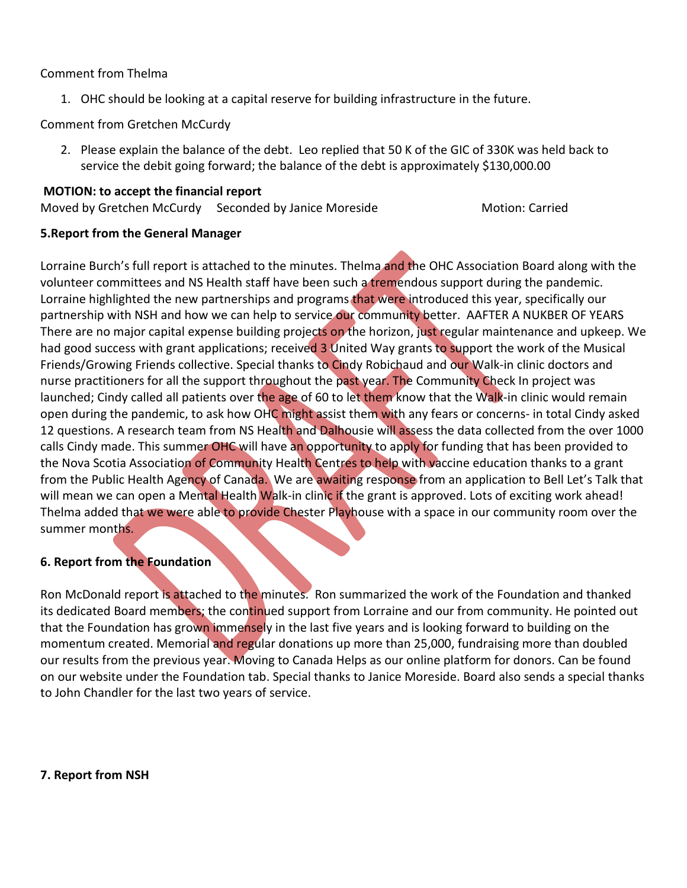Comment from Thelma

1. OHC should be looking at a capital reserve for building infrastructure in the future.

Comment from Gretchen McCurdy

2. Please explain the balance of the debt. Leo replied that 50 K of the GIC of 330K was held back to service the debit going forward; the balance of the debt is approximately $130,000.00

**MOTION: to accept the financial report**

Moved by Gretchen McCurdy Seconded by Janice Moreside Motion: Carried

**5.Report from the General Manager**

Lorraine Burch's full report is attached to the minutes. Thelma and the OHC Association Board along with the volunteer committees and NS Health staff have been such a tremendous support during the pandemic. Lorraine highlighted the new partnerships and programs that were introduced this year, specifically our partnership with NSH and how we can help to service our community better. AAFTER A NUKBER OF YEARS There are no major capital expense building projects on the horizon, just regular maintenance and upkeep. We had good success with grant applications; received 3 United Way grants to support the work of the Musical Friends/Growing Friends collective. Special thanks to Cindy Robichaud and our Walk-in clinic doctors and nurse practitioners for all the support throughout the past year. The Community Check In project was launched; Cindy called all patients over the age of 60 to let them know that the Walk-in clinic would remain open during the pandemic, to ask how OHC might assist them with any fears or concerns- in total Cindy asked 12 questions. A research team from NS Health and Dalhousie will assess the data collected from the over 1000 calls Cindy made. This summer OHC will have an opportunity to apply for funding that has been provided to the Nova Scotia Association of Community Health Centres to help with vaccine education thanks to a grant from the Public Health Agency of Canada. We are awaiting response from an application to Bell Let's Talk that will mean we can open a Mental Health Walk-in clinic if the grant is approved. Lots of exciting work ahead! Thelma added that we were able to provide Chester Playhouse with a space in our community room over the summer months.

**6. Report from the Foundation**

Ron McDonald report is attached to the minutes. Ron summarized the work of the Foundation and thanked its dedicated Board members; the continued support from Lorraine and our from community. He pointed out that the Foundation has grown immensely in the last five years and is looking forward to building on the momentum created. Memorial and regular donations up more than 25,000, fundraising more than doubled our results from the previous year. Moving to Canada Helps as our online platform for donors. Can be found on our website under the Foundation tab. Special thanks to Janice Moreside. Board also sends a special thanks to John Chandler for the last two years of service.

**7. Report from NSH**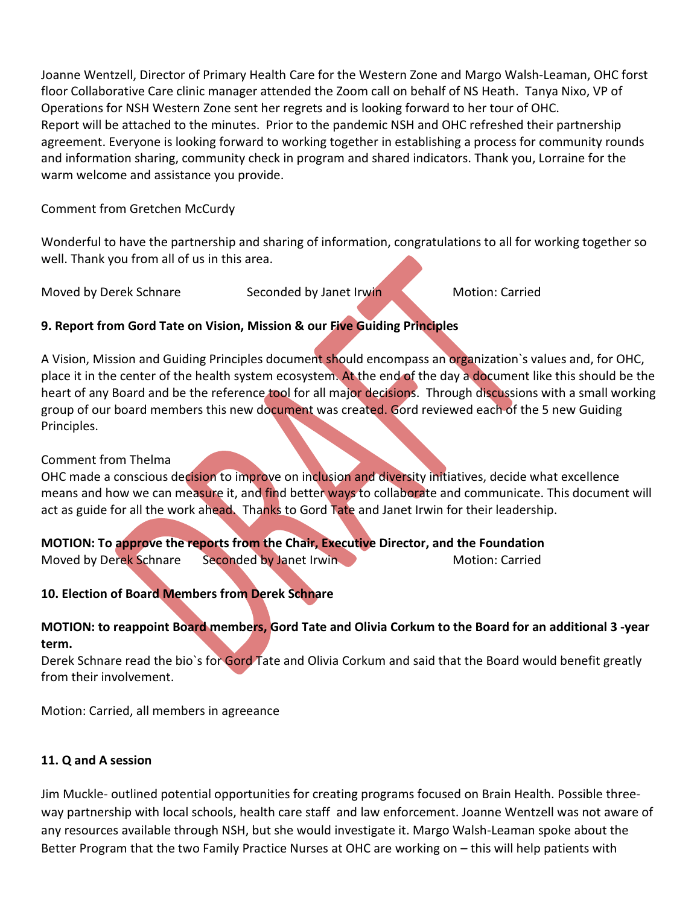Joanne Wentzell, Director of Primary Health Care for the Western Zone and Margo Walsh-Leaman, OHC forst floor Collaborative Care clinic manager attended the Zoom call on behalf of NS Heath. Tanya Nixo, VP of Operations for NSH Western Zone sent her regrets and is looking forward to her tour of OHC. Report will be attached to the minutes. Prior to the pandemic NSH and OHC refreshed their partnership agreement. Everyone is looking forward to working together in establishing a process for community rounds and information sharing, community check in program and shared indicators. Thank you, Lorraine for the warm welcome and assistance you provide.

Comment from Gretchen McCurdy

Wonderful to have the partnership and sharing of information, congratulations to all for working together so well. Thank you from all of us in this area.

Moved by Derek Schnare Seconded by Janet Irwin Motion: Carried

**9. Report from Gord Tate on Vision, Mission & our Five Guiding Principles**

A Vision, Mission and Guiding Principles document should encompass an organization`s values and, for OHC, place it in the center of the health system ecosystem. At the end of the day a document like this should be the heart of any Board and be the reference tool for all major decisions. Through discussions with a small working group of our board members this new document was created. Gord reviewed each of the 5 new Guiding Principles.

Comment from Thelma
OHC made a conscious decision to improve on inclusion and diversity initiatives, decide what excellence means and how we can measure it, and find better ways to collaborate and communicate. This document will act as guide for all the work ahead. Thanks to Gord Tate and Janet Irwin for their leadership.

**MOTION: To approve the reports from the Chair, Executive Director, and the Foundation**
Moved by Derek Schnare Seconded by Janet Irwin Motion: Carried

**10. Election of Board Members from Derek Schnare**

**MOTION: to reappoint Board members, Gord Tate and Olivia Corkum to the Board for an additional 3 -year term.**
Derek Schnare read the bio`s for Gord Tate and Olivia Corkum and said that the Board would benefit greatly from their involvement.

Motion: Carried, all members in agreeance

**11. Q and A session**

Jim Muckle- outlined potential opportunities for creating programs focused on Brain Health. Possible three-way partnership with local schools, health care staff and law enforcement. Joanne Wentzell was not aware of any resources available through NSH, but she would investigate it. Margo Walsh-Leaman spoke about the Better Program that the two Family Practice Nurses at OHC are working on – this will help patients with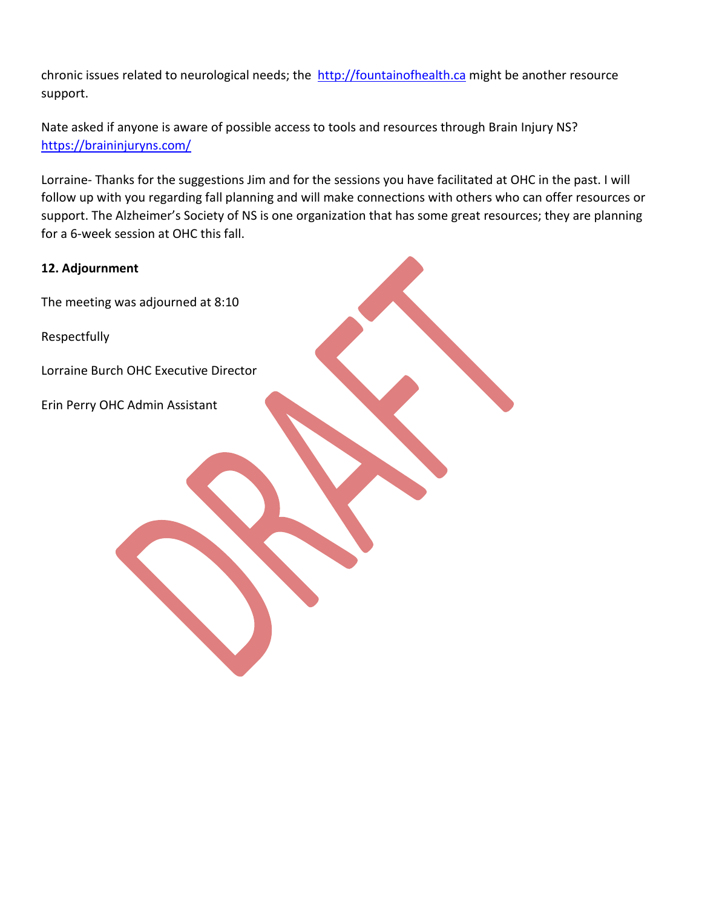chronic issues related to neurological needs; the http://fountainofhealth.ca might be another resource support.

Nate asked if anyone is aware of possible access to tools and resources through Brain Injury NS? https://braininjuryns.com/

Lorraine- Thanks for the suggestions Jim and for the sessions you have facilitated at OHC in the past. I will follow up with you regarding fall planning and will make connections with others who can offer resources or support. The Alzheimer's Society of NS is one organization that has some great resources; they are planning for a 6-week session at OHC this fall.

**12. Adjournment**

The meeting was adjourned at 8:10

Respectfully

Lorraine Burch OHC Executive Director

Erin Perry OHC Admin Assistant

DRAFT